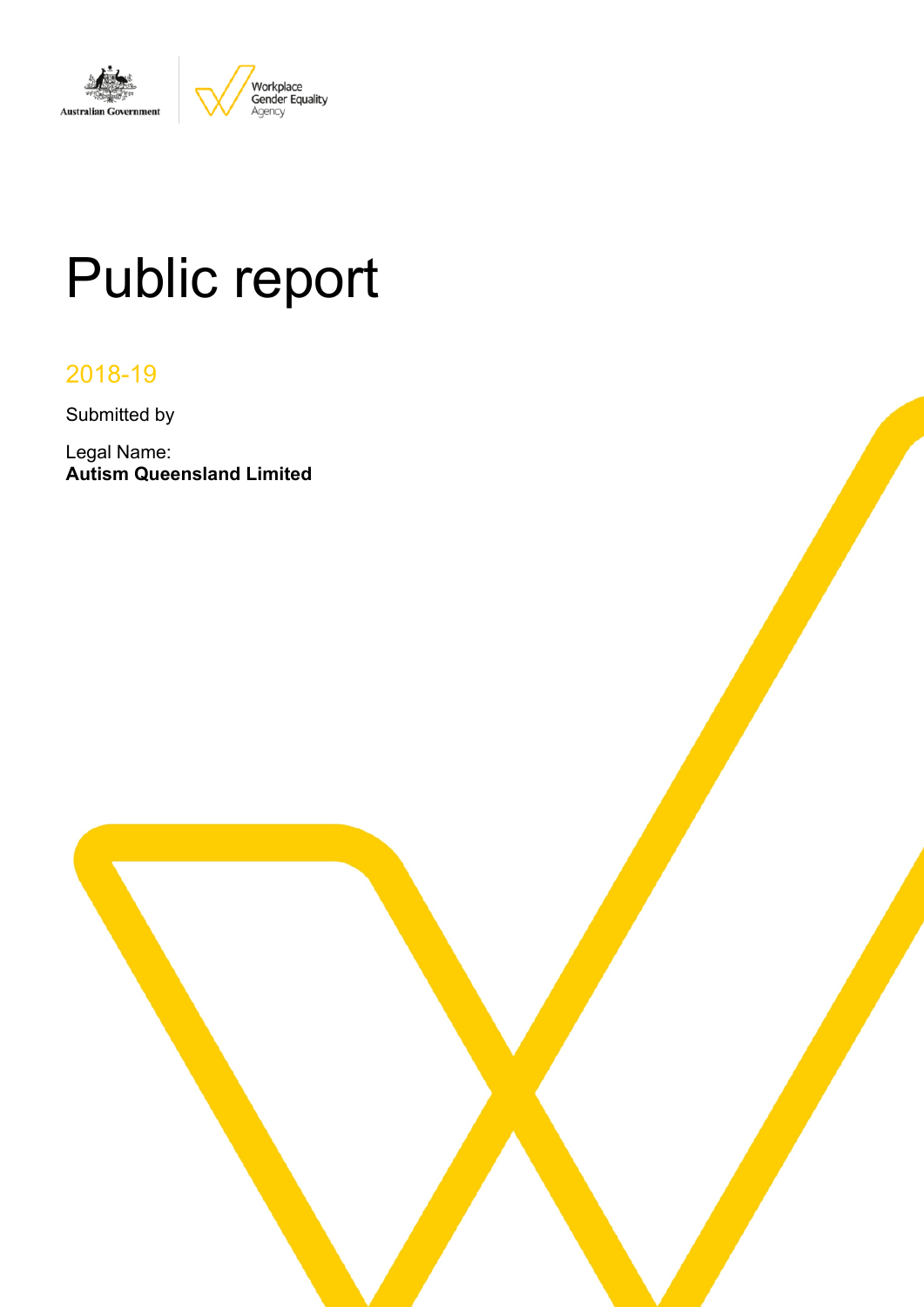# Public report

2018-19

Submitted by

Legal Name:
**Autism Queensland Limited**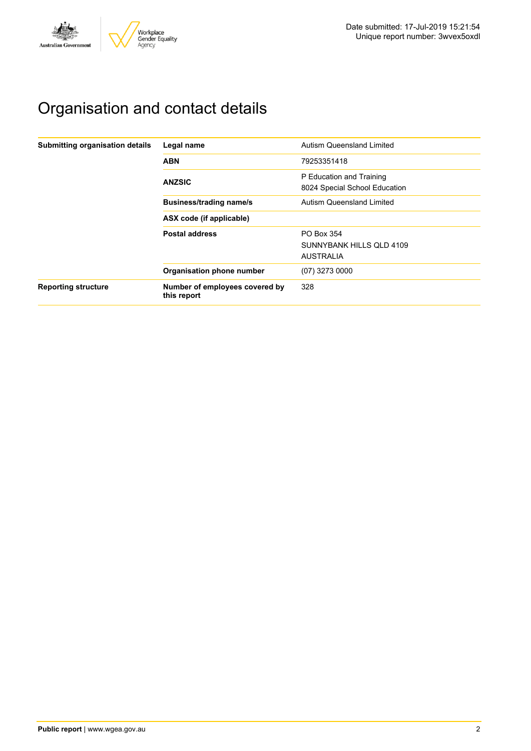Date submitted: 17-Jul-2019 15:21:54
Unique report number: 3wvex5oxdl

# Organisation and contact details

| | | |
|---|---|---|
| **Submitting organisation details** | **Legal name** | Autism Queensland Limited |
| | **ABN** | 79253351418 |
| | **ANZSIC** | P Education and Training<br>8024 Special School Education |
| | **Business/trading name/s** | Autism Queensland Limited |
| | **ASX code (if applicable)** | |
| | **Postal address** | PO Box 354<br>SUNNYBANK HILLS QLD 4109<br>AUSTRALIA |
| | **Organisation phone number** | (07) 3273 0000 |
| **Reporting structure** | **Number of employees covered by this report** | 328 |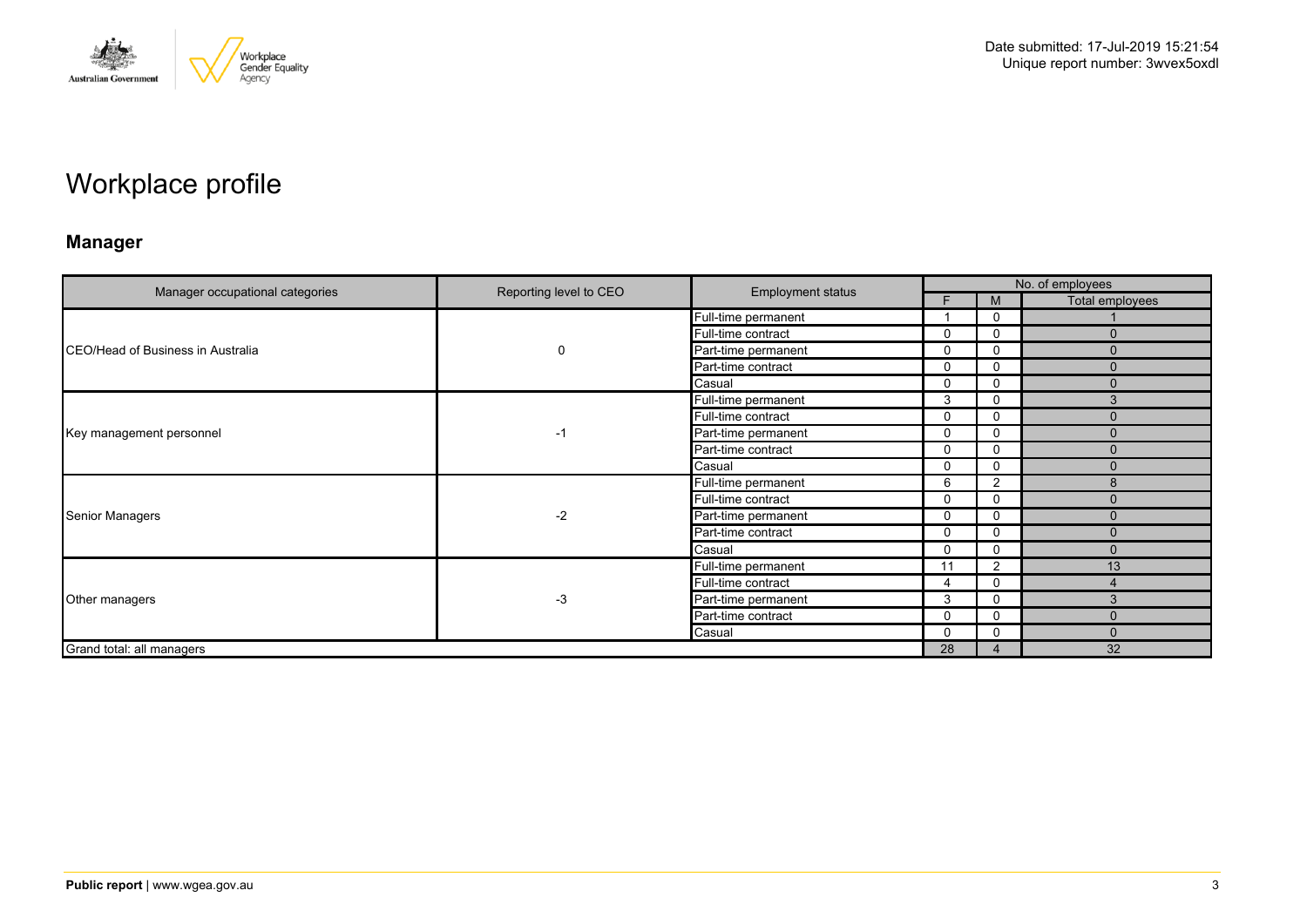Date submitted: 17-Jul-2019 15:21:54
Unique report number: 3wvex5oxdl

# Workplace profile

## Manager

| Manager occupational categories | Reporting level to CEO | Employment status | No. of employees | | |
|---|---|---|---|---|---|
| | | | F | M | Total employees |
| CEO/Head of Business in Australia | 0 | Full-time permanent | 1 | 0 | 1 |
| | | Full-time contract | 0 | 0 | 0 |
| | | Part-time permanent | 0 | 0 | 0 |
| | | Part-time contract | 0 | 0 | 0 |
| | | Casual | 0 | 0 | 0 |
| Key management personnel | -1 | Full-time permanent | 3 | 0 | 3 |
| | | Full-time contract | 0 | 0 | 0 |
| | | Part-time permanent | 0 | 0 | 0 |
| | | Part-time contract | 0 | 0 | 0 |
| | | Casual | 0 | 0 | 0 |
| Senior Managers | -2 | Full-time permanent | 6 | 2 | 8 |
| | | Full-time contract | 0 | 0 | 0 |
| | | Part-time permanent | 0 | 0 | 0 |
| | | Part-time contract | 0 | 0 | 0 |
| | | Casual | 0 | 0 | 0 |
| Other managers | -3 | Full-time permanent | 11 | 2 | 13 |
| | | Full-time contract | 4 | 0 | 4 |
| | | Part-time permanent | 3 | 0 | 3 |
| | | Part-time contract | 0 | 0 | 0 |
| | | Casual | 0 | 0 | 0 |
| Grand total: all managers | | | 28 | 4 | 32 |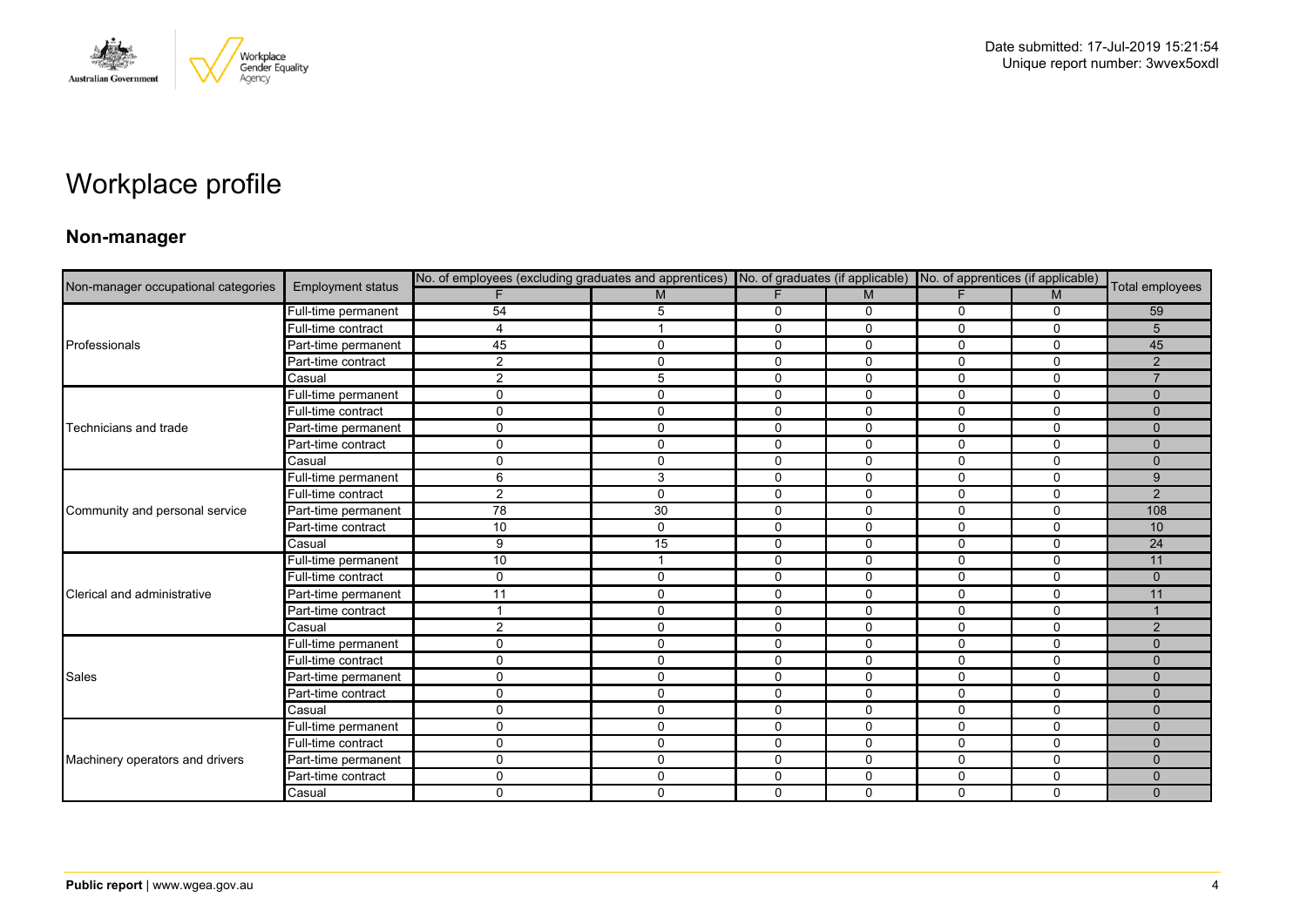Date submitted: 17-Jul-2019 15:21:54
Unique report number: 3wvex5oxdl

# Workplace profile

### Non-manager

| Non-manager occupational categories | Employment status | No. of employees (excluding graduates and apprentices) | | No. of graduates (if applicable) | | No. of apprentices (if applicable) | | Total employees |
|---|---|---|---|---|---|---|---|---|
| | | F | M | F | M | F | M | |
| Professionals | Full-time permanent | 54 | 5 | 0 | 0 | 0 | 0 | 59 |
| | Full-time contract | 4 | 1 | 0 | 0 | 0 | 0 | 5 |
| | Part-time permanent | 45 | 0 | 0 | 0 | 0 | 0 | 45 |
| | Part-time contract | 2 | 0 | 0 | 0 | 0 | 0 | 2 |
| | Casual | 2 | 5 | 0 | 0 | 0 | 0 | 7 |
| Technicians and trade | Full-time permanent | 0 | 0 | 0 | 0 | 0 | 0 | 0 |
| | Full-time contract | 0 | 0 | 0 | 0 | 0 | 0 | 0 |
| | Part-time permanent | 0 | 0 | 0 | 0 | 0 | 0 | 0 |
| | Part-time contract | 0 | 0 | 0 | 0 | 0 | 0 | 0 |
| | Casual | 0 | 0 | 0 | 0 | 0 | 0 | 0 |
| Community and personal service | Full-time permanent | 6 | 3 | 0 | 0 | 0 | 0 | 9 |
| | Full-time contract | 2 | 0 | 0 | 0 | 0 | 0 | 2 |
| | Part-time permanent | 78 | 30 | 0 | 0 | 0 | 0 | 108 |
| | Part-time contract | 10 | 0 | 0 | 0 | 0 | 0 | 10 |
| | Casual | 9 | 15 | 0 | 0 | 0 | 0 | 24 |
| Clerical and administrative | Full-time permanent | 10 | 1 | 0 | 0 | 0 | 0 | 11 |
| | Full-time contract | 0 | 0 | 0 | 0 | 0 | 0 | 0 |
| | Part-time permanent | 11 | 0 | 0 | 0 | 0 | 0 | 11 |
| | Part-time contract | 1 | 0 | 0 | 0 | 0 | 0 | 1 |
| | Casual | 2 | 0 | 0 | 0 | 0 | 0 | 2 |
| Sales | Full-time permanent | 0 | 0 | 0 | 0 | 0 | 0 | 0 |
| | Full-time contract | 0 | 0 | 0 | 0 | 0 | 0 | 0 |
| | Part-time permanent | 0 | 0 | 0 | 0 | 0 | 0 | 0 |
| | Part-time contract | 0 | 0 | 0 | 0 | 0 | 0 | 0 |
| | Casual | 0 | 0 | 0 | 0 | 0 | 0 | 0 |
| Machinery operators and drivers | Full-time permanent | 0 | 0 | 0 | 0 | 0 | 0 | 0 |
| | Full-time contract | 0 | 0 | 0 | 0 | 0 | 0 | 0 |
| | Part-time permanent | 0 | 0 | 0 | 0 | 0 | 0 | 0 |
| | Part-time contract | 0 | 0 | 0 | 0 | 0 | 0 | 0 |
| | Casual | 0 | 0 | 0 | 0 | 0 | 0 | 0 |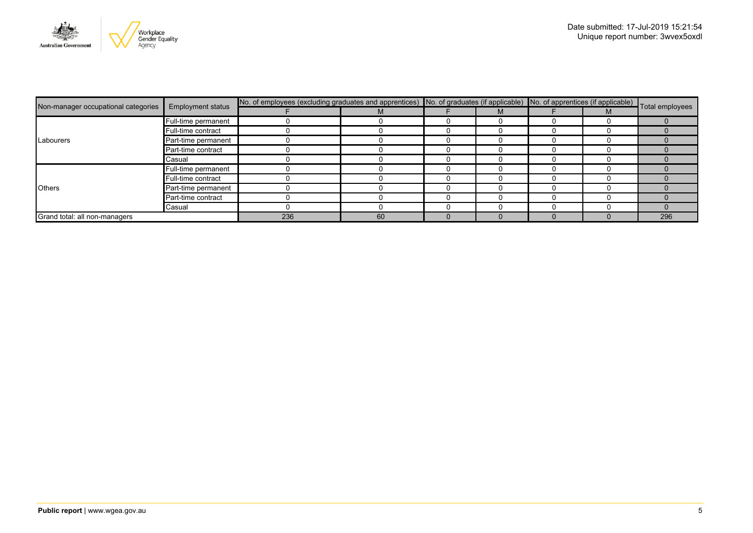Date submitted: 17-Jul-2019 15:21:54
Unique report number: 3wvex5oxdl

| Non-manager occupational categories | Employment status | No. of employees (excluding graduates and apprentices) | | No. of graduates (if applicable) | | No. of apprentices (if applicable) | | Total employees |
|---|---|---|---|---|---|---|---|---|
| | | F | M | F | M | F | M | |
| Labourers | Full-time permanent | 0 | 0 | 0 | 0 | 0 | 0 | 0 |
| | Full-time contract | 0 | 0 | 0 | 0 | 0 | 0 | 0 |
| | Part-time permanent | 0 | 0 | 0 | 0 | 0 | 0 | 0 |
| | Part-time contract | 0 | 0 | 0 | 0 | 0 | 0 | 0 |
| | Casual | 0 | 0 | 0 | 0 | 0 | 0 | 0 |
| Others | Full-time permanent | 0 | 0 | 0 | 0 | 0 | 0 | 0 |
| | Full-time contract | 0 | 0 | 0 | 0 | 0 | 0 | 0 |
| | Part-time permanent | 0 | 0 | 0 | 0 | 0 | 0 | 0 |
| | Part-time contract | 0 | 0 | 0 | 0 | 0 | 0 | 0 |
| | Casual | 0 | 0 | 0 | 0 | 0 | 0 | 0 |
| Grand total: all non-managers | | 236 | 60 | 0 | 0 | 0 | 0 | 296 |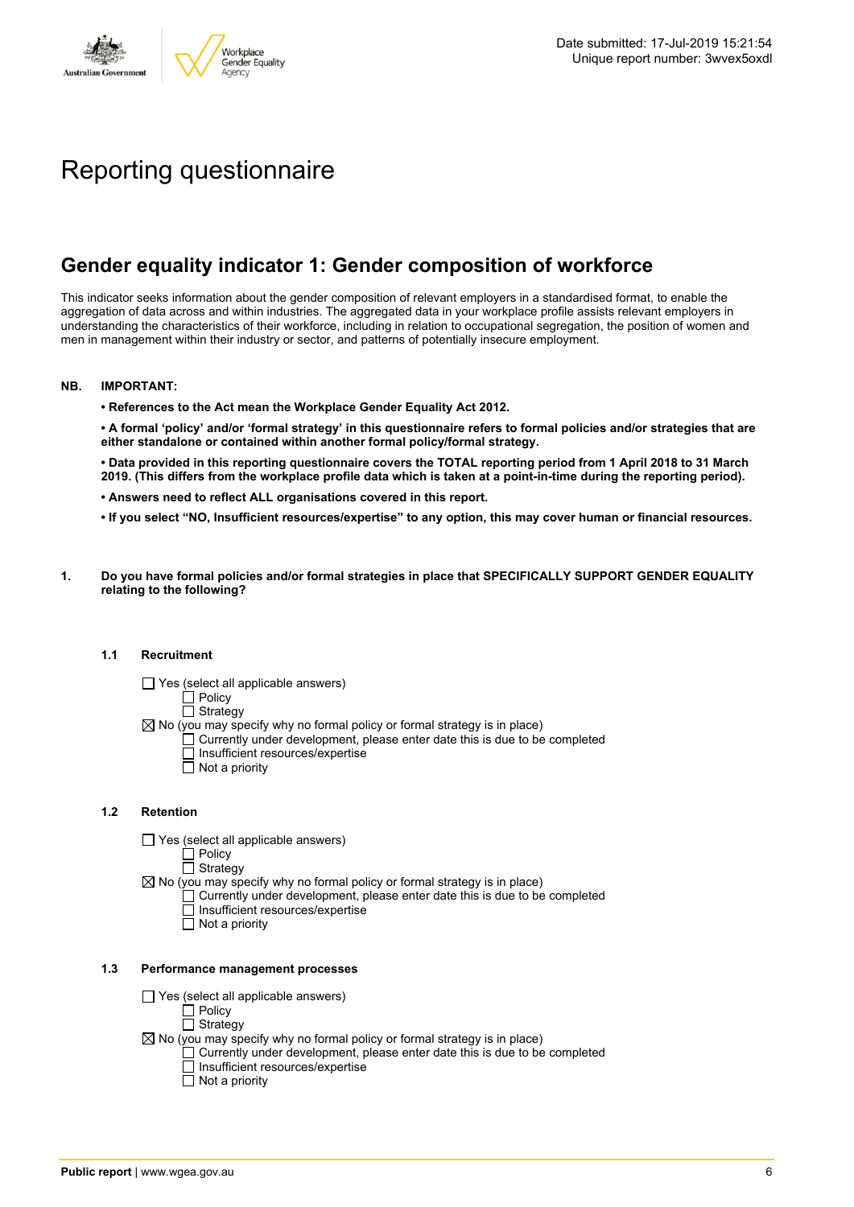Date submitted: 17-Jul-2019 15:21:54
Unique report number: 3wvex5oxdl

# Reporting questionnaire

## Gender equality indicator 1: Gender composition of workforce

This indicator seeks information about the gender composition of relevant employers in a standardised format, to enable the aggregation of data across and within industries. The aggregated data in your workplace profile assists relevant employers in understanding the characteristics of their workforce, including in relation to occupational segregation, the position of women and men in management within their industry or sector, and patterns of potentially insecure employment.

**NB. IMPORTANT:**

- **References to the Act mean the Workplace Gender Equality Act 2012.**
- **A formal 'policy' and/or 'formal strategy' in this questionnaire refers to formal policies and/or strategies that are either standalone or contained within another formal policy/formal strategy.**
- **Data provided in this reporting questionnaire covers the TOTAL reporting period from 1 April 2018 to 31 March 2019. (This differs from the workplace profile data which is taken at a point-in-time during the reporting period).**
- **Answers need to reflect ALL organisations covered in this report.**
- **If you select "NO, Insufficient resources/expertise" to any option, this may cover human or financial resources.**

**1. Do you have formal policies and/or formal strategies in place that SPECIFICALLY SUPPORT GENDER EQUALITY relating to the following?**

**1.1 Recruitment**

- ☐ Yes (select all applicable answers)
  - ☐ Policy
  - ☐ Strategy
- ☒ No (you may specify why no formal policy or formal strategy is in place)
  - ☐ Currently under development, please enter date this is due to be completed
  - ☐ Insufficient resources/expertise
  - ☐ Not a priority

**1.2 Retention**

- ☐ Yes (select all applicable answers)
  - ☐ Policy
  - ☐ Strategy
- ☒ No (you may specify why no formal policy or formal strategy is in place)
  - ☐ Currently under development, please enter date this is due to be completed
  - ☐ Insufficient resources/expertise
  - ☐ Not a priority

**1.3 Performance management processes**

- ☐ Yes (select all applicable answers)
  - ☐ Policy
  - ☐ Strategy
- ☒ No (you may specify why no formal policy or formal strategy is in place)
  - ☐ Currently under development, please enter date this is due to be completed
  - ☐ Insufficient resources/expertise
  - ☐ Not a priority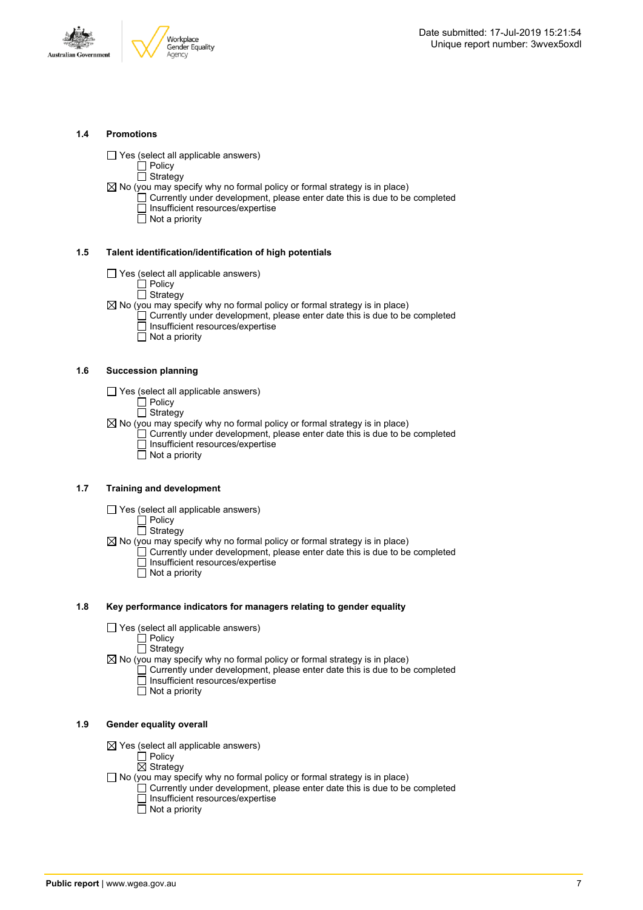### 1.4 Promotions

- ☐ Yes (select all applicable answers)
  - ☐ Policy
  - ☐ Strategy
- ☒ No (you may specify why no formal policy or formal strategy is in place)
  - ☐ Currently under development, please enter date this is due to be completed
  - ☐ Insufficient resources/expertise
  - ☐ Not a priority

### 1.5 Talent identification/identification of high potentials

- ☐ Yes (select all applicable answers)
  - ☐ Policy
  - ☐ Strategy
- ☒ No (you may specify why no formal policy or formal strategy is in place)
  - ☐ Currently under development, please enter date this is due to be completed
  - ☐ Insufficient resources/expertise
  - ☐ Not a priority

### 1.6 Succession planning

- ☐ Yes (select all applicable answers)
  - ☐ Policy
  - ☐ Strategy
- ☒ No (you may specify why no formal policy or formal strategy is in place)
  - ☐ Currently under development, please enter date this is due to be completed
  - ☐ Insufficient resources/expertise
  - ☐ Not a priority

### 1.7 Training and development

- ☐ Yes (select all applicable answers)
  - ☐ Policy
  - ☐ Strategy
- ☒ No (you may specify why no formal policy or formal strategy is in place)
  - ☐ Currently under development, please enter date this is due to be completed
  - ☐ Insufficient resources/expertise
  - ☐ Not a priority

### 1.8 Key performance indicators for managers relating to gender equality

- ☐ Yes (select all applicable answers)
  - ☐ Policy
  - ☐ Strategy
- ☒ No (you may specify why no formal policy or formal strategy is in place)
  - ☐ Currently under development, please enter date this is due to be completed
  - ☐ Insufficient resources/expertise
  - ☐ Not a priority

### 1.9 Gender equality overall

- ☒ Yes (select all applicable answers)
  - ☐ Policy
  - ☒ Strategy
- ☐ No (you may specify why no formal policy or formal strategy is in place)
  - ☐ Currently under development, please enter date this is due to be completed
  - ☐ Insufficient resources/expertise
  - ☐ Not a priority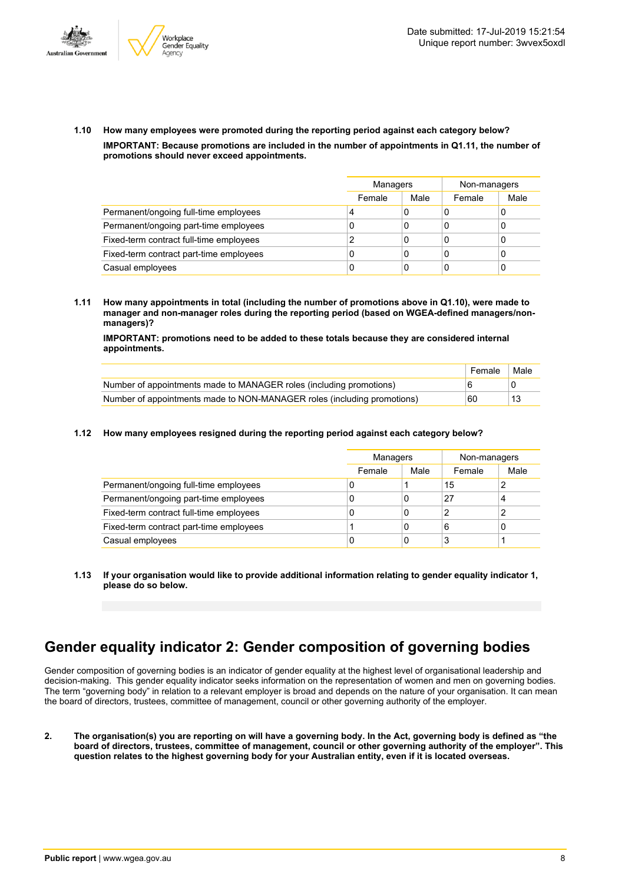**1.10 How many employees were promoted during the reporting period against each category below?**

**IMPORTANT: Because promotions are included in the number of appointments in Q1.11, the number of promotions should never exceed appointments.**

| | Managers | | Non-managers | |
|---|---|---|---|---|
| | Female | Male | Female | Male |
| Permanent/ongoing full-time employees | 4 | 0 | 0 | 0 |
| Permanent/ongoing part-time employees | 0 | 0 | 0 | 0 |
| Fixed-term contract full-time employees | 2 | 0 | 0 | 0 |
| Fixed-term contract part-time employees | 0 | 0 | 0 | 0 |
| Casual employees | 0 | 0 | 0 | 0 |

**1.11 How many appointments in total (including the number of promotions above in Q1.10), were made to manager and non-manager roles during the reporting period (based on WGEA-defined managers/non-managers)?**

**IMPORTANT: promotions need to be added to these totals because they are considered internal appointments.**

| | Female | Male |
|---|---|---|
| Number of appointments made to MANAGER roles (including promotions) | 6 | 0 |
| Number of appointments made to NON-MANAGER roles (including promotions) | 60 | 13 |

**1.12 How many employees resigned during the reporting period against each category below?**

| | Managers | | Non-managers | |
|---|---|---|---|---|
| | Female | Male | Female | Male |
| Permanent/ongoing full-time employees | 0 | 1 | 15 | 2 |
| Permanent/ongoing part-time employees | 0 | 0 | 27 | 4 |
| Fixed-term contract full-time employees | 0 | 0 | 2 | 2 |
| Fixed-term contract part-time employees | 1 | 0 | 6 | 0 |
| Casual employees | 0 | 0 | 3 | 1 |

**1.13 If your organisation would like to provide additional information relating to gender equality indicator 1, please do so below.**

## Gender equality indicator 2: Gender composition of governing bodies

Gender composition of governing bodies is an indicator of gender equality at the highest level of organisational leadership and decision-making. This gender equality indicator seeks information on the representation of women and men on governing bodies. The term "governing body" in relation to a relevant employer is broad and depends on the nature of your organisation. It can mean the board of directors, trustees, committee of management, council or other governing authority of the employer.

**2. The organisation(s) you are reporting on will have a governing body. In the Act, governing body is defined as "the board of directors, trustees, committee of management, council or other governing authority of the employer". This question relates to the highest governing body for your Australian entity, even if it is located overseas.**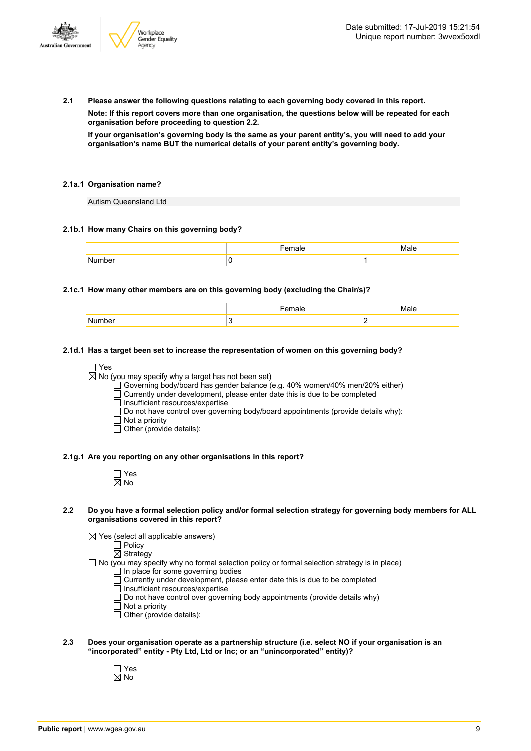**2.1 Please answer the following questions relating to each governing body covered in this report.**

**Note: If this report covers more than one organisation, the questions below will be repeated for each organisation before proceeding to question 2.2.**

**If your organisation's governing body is the same as your parent entity's, you will need to add your organisation's name BUT the numerical details of your parent entity's governing body.**

**2.1a.1 Organisation name?**

Autism Queensland Ltd

**2.1b.1 How many Chairs on this governing body?**

| | Female | Male |
|---|---|---|
| Number | 0 | 1 |

**2.1c.1 How many other members are on this governing body (excluding the Chair/s)?**

| | Female | Male |
|---|---|---|
| Number | 3 | 2 |

**2.1d.1 Has a target been set to increase the representation of women on this governing body?**

- ☐ Yes
- ☒ No (you may specify why a target has not been set)
  - ☐ Governing body/board has gender balance (e.g. 40% women/40% men/20% either)
  - ☐ Currently under development, please enter date this is due to be completed
  - ☐ Insufficient resources/expertise
  - ☐ Do not have control over governing body/board appointments (provide details why):
  - ☐ Not a priority
  - ☐ Other (provide details):

**2.1g.1 Are you reporting on any other organisations in this report?**

- ☐ Yes
- ☒ No

**2.2 Do you have a formal selection policy and/or formal selection strategy for governing body members for ALL organisations covered in this report?**

- ☒ Yes (select all applicable answers)
  - ☐ Policy
  - ☒ Strategy
- ☐ No (you may specify why no formal selection policy or formal selection strategy is in place)
  - ☐ In place for some governing bodies
  - ☐ Currently under development, please enter date this is due to be completed
  - ☐ Insufficient resources/expertise
  - ☐ Do not have control over governing body appointments (provide details why)
  - ☐ Not a priority
  - ☐ Other (provide details):

**2.3 Does your organisation operate as a partnership structure (i.e. select NO if your organisation is an "incorporated" entity - Pty Ltd, Ltd or Inc; or an "unincorporated" entity)?**

- ☐ Yes
- ☒ No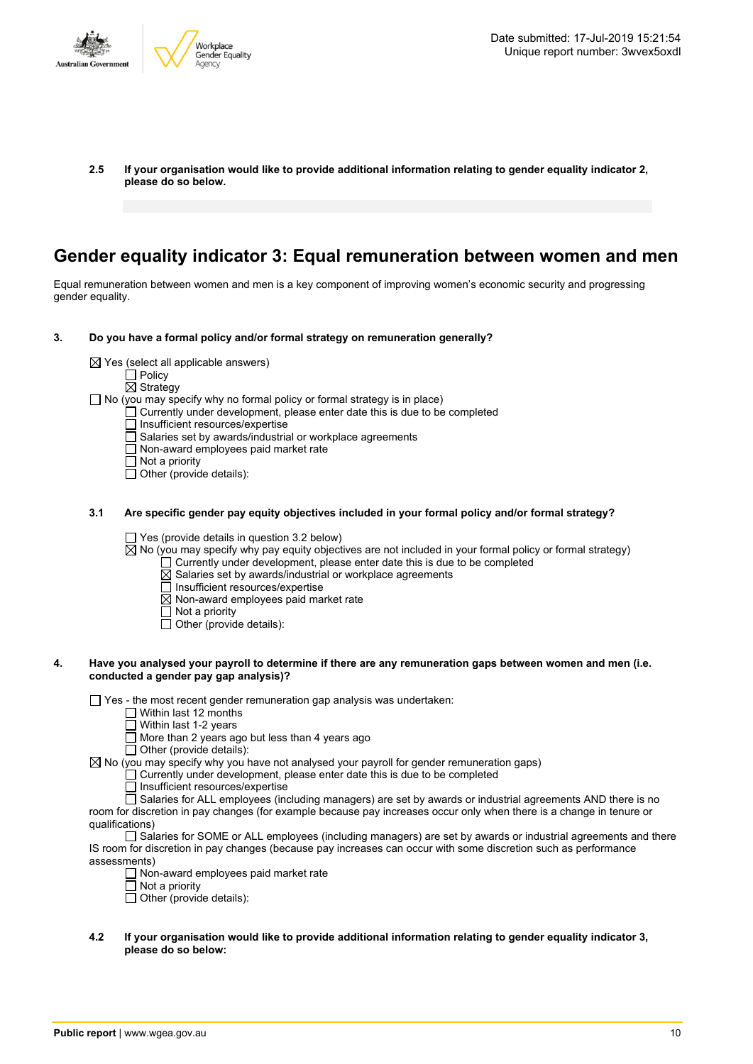**2.5 If your organisation would like to provide additional information relating to gender equality indicator 2, please do so below.**

## Gender equality indicator 3: Equal remuneration between women and men

Equal remuneration between women and men is a key component of improving women's economic security and progressing gender equality.

**3. Do you have a formal policy and/or formal strategy on remuneration generally?**

- ☒ Yes (select all applicable answers)
  - ☐ Policy
  - ☒ Strategy
- ☐ No (you may specify why no formal policy or formal strategy is in place)
  - ☐ Currently under development, please enter date this is due to be completed
  - ☐ Insufficient resources/expertise
  - ☐ Salaries set by awards/industrial or workplace agreements
  - ☐ Non-award employees paid market rate
  - ☐ Not a priority
  - ☐ Other (provide details):

**3.1 Are specific gender pay equity objectives included in your formal policy and/or formal strategy?**

- ☐ Yes (provide details in question 3.2 below)
- ☒ No (you may specify why pay equity objectives are not included in your formal policy or formal strategy)
  - ☐ Currently under development, please enter date this is due to be completed
  - ☒ Salaries set by awards/industrial or workplace agreements
  - ☐ Insufficient resources/expertise
  - ☒ Non-award employees paid market rate
  - ☐ Not a priority
  - ☐ Other (provide details):

**4. Have you analysed your payroll to determine if there are any remuneration gaps between women and men (i.e. conducted a gender pay gap analysis)?**

- ☐ Yes - the most recent gender remuneration gap analysis was undertaken:
  - ☐ Within last 12 months
  - ☐ Within last 1-2 years
  - ☐ More than 2 years ago but less than 4 years ago
  - ☐ Other (provide details):
- ☒ No (you may specify why you have not analysed your payroll for gender remuneration gaps)
  - ☐ Currently under development, please enter date this is due to be completed
  - ☐ Insufficient resources/expertise
  - ☐ Salaries for ALL employees (including managers) are set by awards or industrial agreements AND there is no room for discretion in pay changes (for example because pay increases occur only when there is a change in tenure or qualifications)
  - ☐ Salaries for SOME or ALL employees (including managers) are set by awards or industrial agreements and there IS room for discretion in pay changes (because pay increases can occur with some discretion such as performance assessments)
  - ☐ Non-award employees paid market rate
  - ☐ Not a priority
  - ☐ Other (provide details):

**4.2 If your organisation would like to provide additional information relating to gender equality indicator 3, please do so below:**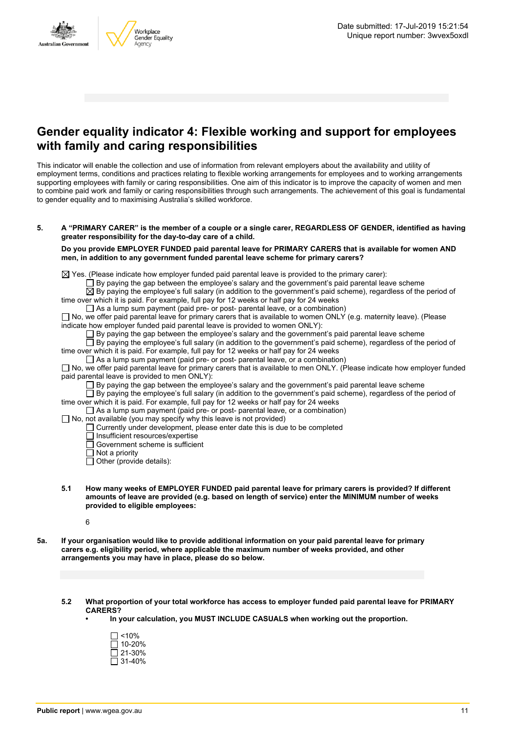# Gender equality indicator 4: Flexible working and support for employees with family and caring responsibilities

This indicator will enable the collection and use of information from relevant employers about the availability and utility of employment terms, conditions and practices relating to flexible working arrangements for employees and to working arrangements supporting employees with family or caring responsibilities. One aim of this indicator is to improve the capacity of women and men to combine paid work and family or caring responsibilities through such arrangements. The achievement of this goal is fundamental to gender equality and to maximising Australia's skilled workforce.

**5. A "PRIMARY CARER" is the member of a couple or a single carer, REGARDLESS OF GENDER, identified as having greater responsibility for the day-to-day care of a child.**

**Do you provide EMPLOYER FUNDED paid parental leave for PRIMARY CARERS that is available for women AND men, in addition to any government funded parental leave scheme for primary carers?**

☒ Yes. (Please indicate how employer funded paid parental leave is provided to the primary carer):
- ☐ By paying the gap between the employee's salary and the government's paid parental leave scheme
- ☒ By paying the employee's full salary (in addition to the government's paid scheme), regardless of the period of time over which it is paid. For example, full pay for 12 weeks or half pay for 24 weeks
- ☐ As a lump sum payment (paid pre- or post- parental leave, or a combination)

☐ No, we offer paid parental leave for primary carers that is available to women ONLY (e.g. maternity leave). (Please indicate how employer funded paid parental leave is provided to women ONLY):
- ☐ By paying the gap between the employee's salary and the government's paid parental leave scheme
- ☐ By paying the employee's full salary (in addition to the government's paid scheme), regardless of the period of time over which it is paid. For example, full pay for 12 weeks or half pay for 24 weeks
- ☐ As a lump sum payment (paid pre- or post- parental leave, or a combination)

☐ No, we offer paid parental leave for primary carers that is available to men ONLY. (Please indicate how employer funded paid parental leave is provided to men ONLY):
- ☐ By paying the gap between the employee's salary and the government's paid parental leave scheme
- ☐ By paying the employee's full salary (in addition to the government's paid scheme), regardless of the period of time over which it is paid. For example, full pay for 12 weeks or half pay for 24 weeks
- ☐ As a lump sum payment (paid pre- or post- parental leave, or a combination)

☐ No, not available (you may specify why this leave is not provided)
- ☐ Currently under development, please enter date this is due to be completed
- ☐ Insufficient resources/expertise
- ☐ Government scheme is sufficient
- ☐ Not a priority
- ☐ Other (provide details):

**5.1 How many weeks of EMPLOYER FUNDED paid parental leave for primary carers is provided? If different amounts of leave are provided (e.g. based on length of service) enter the MINIMUM number of weeks provided to eligible employees:**

6

**5a. If your organisation would like to provide additional information on your paid parental leave for primary carers e.g. eligibility period, where applicable the maximum number of weeks provided, and other arrangements you may have in place, please do so below.**

**5.2 What proportion of your total workforce has access to employer funded paid parental leave for PRIMARY CARERS?**
- **In your calculation, you MUST INCLUDE CASUALS when working out the proportion.**

☐ <10%
☐ 10-20%
☐ 21-30%
☐ 31-40%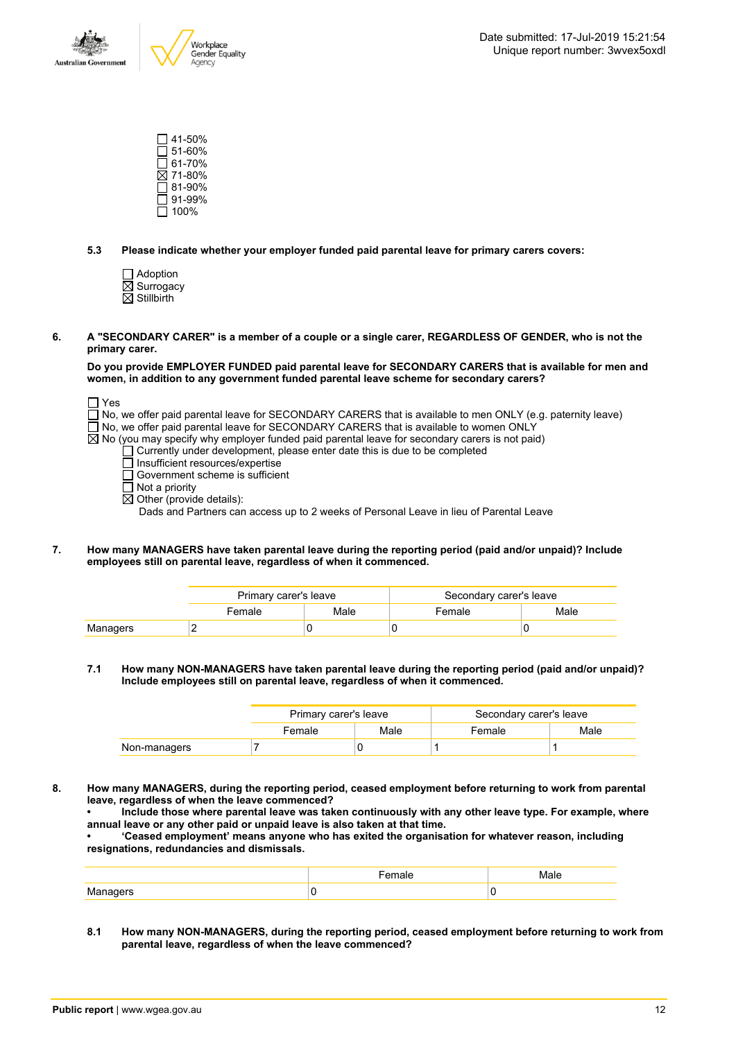- ☐ 41-50%
- ☐ 51-60%
- ☐ 61-70%
- ☒ 71-80%
- ☐ 81-90%
- ☐ 91-99%
- ☐ 100%

**5.3 Please indicate whether your employer funded paid parental leave for primary carers covers:**

- ☐ Adoption
- ☒ Surrogacy
- ☒ Stillbirth

**6. A "SECONDARY CARER" is a member of a couple or a single carer, REGARDLESS OF GENDER, who is not the primary carer.**

**Do you provide EMPLOYER FUNDED paid parental leave for SECONDARY CARERS that is available for men and women, in addition to any government funded parental leave scheme for secondary carers?**

- ☐ Yes
- ☐ No, we offer paid parental leave for SECONDARY CARERS that is available to men ONLY (e.g. paternity leave)
- ☐ No, we offer paid parental leave for SECONDARY CARERS that is available to women ONLY
- ☒ No (you may specify why employer funded paid parental leave for secondary carers is not paid)
  - ☐ Currently under development, please enter date this is due to be completed
  - ☐ Insufficient resources/expertise
  - ☐ Government scheme is sufficient
  - ☐ Not a priority
  - ☒ Other (provide details):
    Dads and Partners can access up to 2 weeks of Personal Leave in lieu of Parental Leave

**7. How many MANAGERS have taken parental leave during the reporting period (paid and/or unpaid)? Include employees still on parental leave, regardless of when it commenced.**

| | Primary carer's leave | | Secondary carer's leave | |
|---|---|---|---|---|
| | Female | Male | Female | Male |
| Managers | 2 | 0 | 0 | 0 |

**7.1 How many NON-MANAGERS have taken parental leave during the reporting period (paid and/or unpaid)? Include employees still on parental leave, regardless of when it commenced.**

| | Primary carer's leave | | Secondary carer's leave | |
|---|---|---|---|---|
| | Female | Male | Female | Male |
| Non-managers | 7 | 0 | 1 | 1 |

**8. How many MANAGERS, during the reporting period, ceased employment before returning to work from parental leave, regardless of when the leave commenced?**
**• Include those where parental leave was taken continuously with any other leave type. For example, where annual leave or any other paid or unpaid leave is also taken at that time.**
**• 'Ceased employment' means anyone who has exited the organisation for whatever reason, including resignations, redundancies and dismissals.**

| | Female | Male |
|---|---|---|
| Managers | 0 | 0 |

**8.1 How many NON-MANAGERS, during the reporting period, ceased employment before returning to work from parental leave, regardless of when the leave commenced?**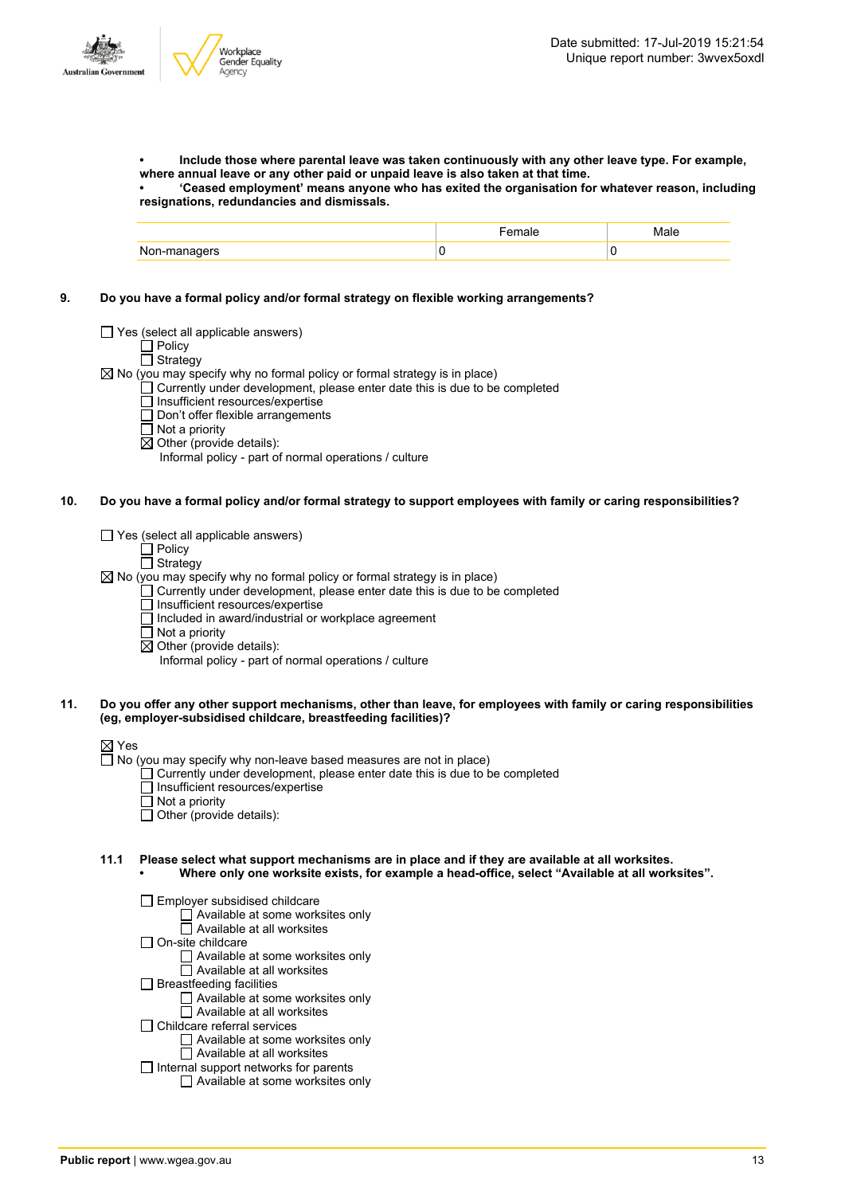- **Include those where parental leave was taken continuously with any other leave type. For example, where annual leave or any other paid or unpaid leave is also taken at that time.**
- **'Ceased employment' means anyone who has exited the organisation for whatever reason, including resignations, redundancies and dismissals.**

| | Female | Male |
|---|---|---|
| Non-managers | 0 | 0 |

**9. Do you have a formal policy and/or formal strategy on flexible working arrangements?**

☐ Yes (select all applicable answers)
  ☐ Policy
  ☐ Strategy
☒ No (you may specify why no formal policy or formal strategy is in place)
  ☐ Currently under development, please enter date this is due to be completed
  ☐ Insufficient resources/expertise
  ☐ Don't offer flexible arrangements
  ☐ Not a priority
  ☒ Other (provide details):
    Informal policy - part of normal operations / culture

**10. Do you have a formal policy and/or formal strategy to support employees with family or caring responsibilities?**

☐ Yes (select all applicable answers)
  ☐ Policy
  ☐ Strategy
☒ No (you may specify why no formal policy or formal strategy is in place)
  ☐ Currently under development, please enter date this is due to be completed
  ☐ Insufficient resources/expertise
  ☐ Included in award/industrial or workplace agreement
  ☐ Not a priority
  ☒ Other (provide details):
    Informal policy - part of normal operations / culture

**11. Do you offer any other support mechanisms, other than leave, for employees with family or caring responsibilities (eg, employer-subsidised childcare, breastfeeding facilities)?**

☒ Yes
☐ No (you may specify why non-leave based measures are not in place)
  ☐ Currently under development, please enter date this is due to be completed
  ☐ Insufficient resources/expertise
  ☐ Not a priority
  ☐ Other (provide details):

**11.1 Please select what support mechanisms are in place and if they are available at all worksites.**
- **Where only one worksite exists, for example a head-office, select "Available at all worksites".**

☐ Employer subsidised childcare
  ☐ Available at some worksites only
  ☐ Available at all worksites
☐ On-site childcare
  ☐ Available at some worksites only
  ☐ Available at all worksites
☐ Breastfeeding facilities
  ☐ Available at some worksites only
  ☐ Available at all worksites
☐ Childcare referral services
  ☐ Available at some worksites only
  ☐ Available at all worksites
☐ Internal support networks for parents
  ☐ Available at some worksites only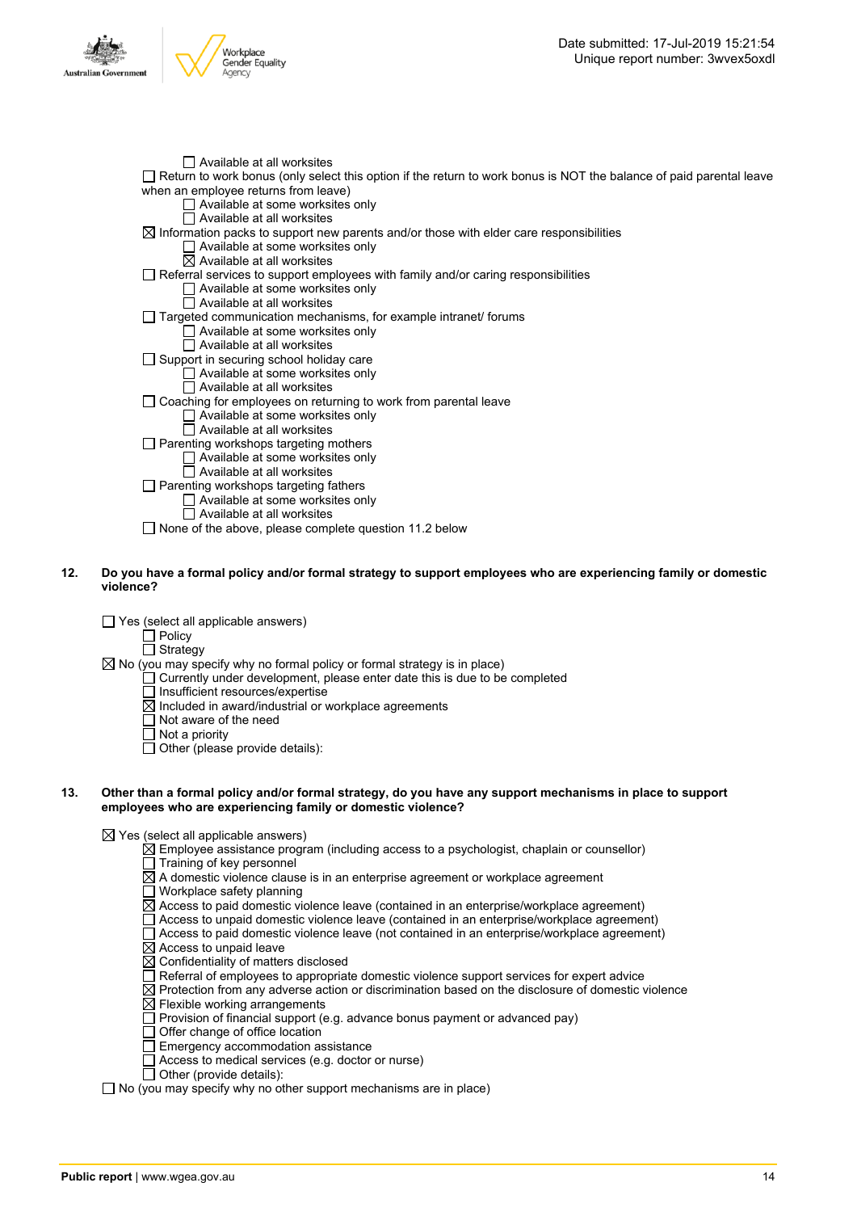- ☐ Available at all worksites
- ☐ Return to work bonus (only select this option if the return to work bonus is NOT the balance of paid parental leave when an employee returns from leave)
  - ☐ Available at some worksites only
  - ☐ Available at all worksites
- ☒ Information packs to support new parents and/or those with elder care responsibilities
  - ☐ Available at some worksites only
  - ☒ Available at all worksites
- ☐ Referral services to support employees with family and/or caring responsibilities
  - ☐ Available at some worksites only
  - ☐ Available at all worksites
- ☐ Targeted communication mechanisms, for example intranet/ forums
  - ☐ Available at some worksites only
  - ☐ Available at all worksites
- ☐ Support in securing school holiday care
  - ☐ Available at some worksites only
  - ☐ Available at all worksites
- ☐ Coaching for employees on returning to work from parental leave
  - ☐ Available at some worksites only
  - ☐ Available at all worksites
- ☐ Parenting workshops targeting mothers
  - ☐ Available at some worksites only
  - ☐ Available at all worksites
- ☐ Parenting workshops targeting fathers
  - ☐ Available at some worksites only
  - ☐ Available at all worksites
- ☐ None of the above, please complete question 11.2 below

**12. Do you have a formal policy and/or formal strategy to support employees who are experiencing family or domestic violence?**

- ☐ Yes (select all applicable answers)
  - ☐ Policy
  - ☐ Strategy
- ☒ No (you may specify why no formal policy or formal strategy is in place)
  - ☐ Currently under development, please enter date this is due to be completed
  - ☐ Insufficient resources/expertise
  - ☒ Included in award/industrial or workplace agreements
  - ☐ Not aware of the need
  - ☐ Not a priority
  - ☐ Other (please provide details):

**13. Other than a formal policy and/or formal strategy, do you have any support mechanisms in place to support employees who are experiencing family or domestic violence?**

- ☒ Yes (select all applicable answers)
  - ☒ Employee assistance program (including access to a psychologist, chaplain or counsellor)
  - ☐ Training of key personnel
  - ☒ A domestic violence clause is in an enterprise agreement or workplace agreement
  - ☐ Workplace safety planning
  - ☒ Access to paid domestic violence leave (contained in an enterprise/workplace agreement)
  - ☐ Access to unpaid domestic violence leave (contained in an enterprise/workplace agreement)
  - ☐ Access to paid domestic violence leave (not contained in an enterprise/workplace agreement)
  - ☒ Access to unpaid leave
  - ☒ Confidentiality of matters disclosed
  - ☐ Referral of employees to appropriate domestic violence support services for expert advice
  - ☒ Protection from any adverse action or discrimination based on the disclosure of domestic violence
  - ☒ Flexible working arrangements
  - ☐ Provision of financial support (e.g. advance bonus payment or advanced pay)
  - ☐ Offer change of office location
  - ☐ Emergency accommodation assistance
  - ☐ Access to medical services (e.g. doctor or nurse)
  - ☐ Other (provide details):
- ☐ No (you may specify why no other support mechanisms are in place)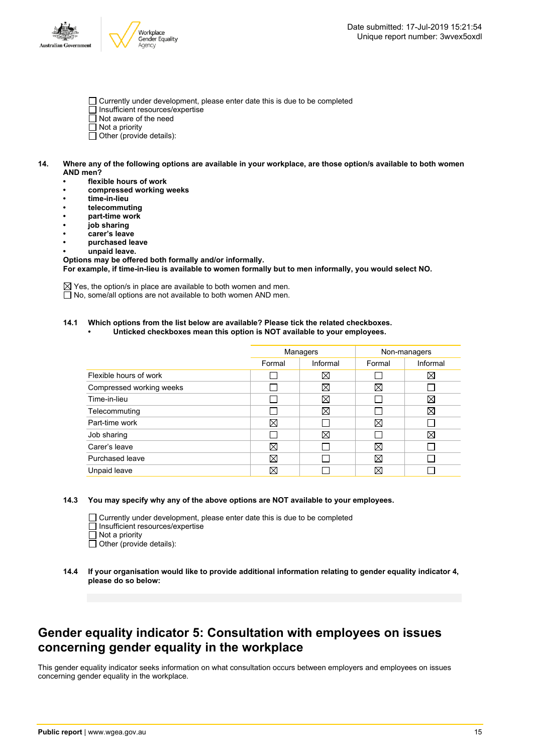- ☐ Currently under development, please enter date this is due to be completed
- ☐ Insufficient resources/expertise
- ☐ Not aware of the need
- ☐ Not a priority
- ☐ Other (provide details):

**14. Where any of the following options are available in your workplace, are those option/s available to both women AND men?**

- **flexible hours of work**
- **compressed working weeks**
- **time-in-lieu**
- **telecommuting**
- **part-time work**
- **job sharing**
- **carer's leave**
- **purchased leave**
- **unpaid leave.**

**Options may be offered both formally and/or informally.**
**For example, if time-in-lieu is available to women formally but to men informally, you would select NO.**

- ☒ Yes, the option/s in place are available to both women and men.
- ☐ No, some/all options are not available to both women AND men.

**14.1 Which options from the list below are available? Please tick the related checkboxes.**
- **Unticked checkboxes mean this option is NOT available to your employees.**

| | Managers | | Non-managers | |
|---|---|---|---|---|
| | Formal | Informal | Formal | Informal |
| Flexible hours of work | ☐ | ☒ | ☐ | ☒ |
| Compressed working weeks | ☐ | ☒ | ☒ | ☐ |
| Time-in-lieu | ☐ | ☒ | ☐ | ☒ |
| Telecommuting | ☐ | ☒ | ☐ | ☒ |
| Part-time work | ☒ | ☐ | ☒ | ☐ |
| Job sharing | ☐ | ☒ | ☐ | ☒ |
| Carer's leave | ☒ | ☐ | ☒ | ☐ |
| Purchased leave | ☒ | ☐ | ☒ | ☐ |
| Unpaid leave | ☒ | ☐ | ☒ | ☐ |

**14.3 You may specify why any of the above options are NOT available to your employees.**

- ☐ Currently under development, please enter date this is due to be completed
- ☐ Insufficient resources/expertise
- ☐ Not a priority
- ☐ Other (provide details):

**14.4 If your organisation would like to provide additional information relating to gender equality indicator 4, please do so below:**

## Gender equality indicator 5: Consultation with employees on issues concerning gender equality in the workplace

This gender equality indicator seeks information on what consultation occurs between employers and employees on issues concerning gender equality in the workplace.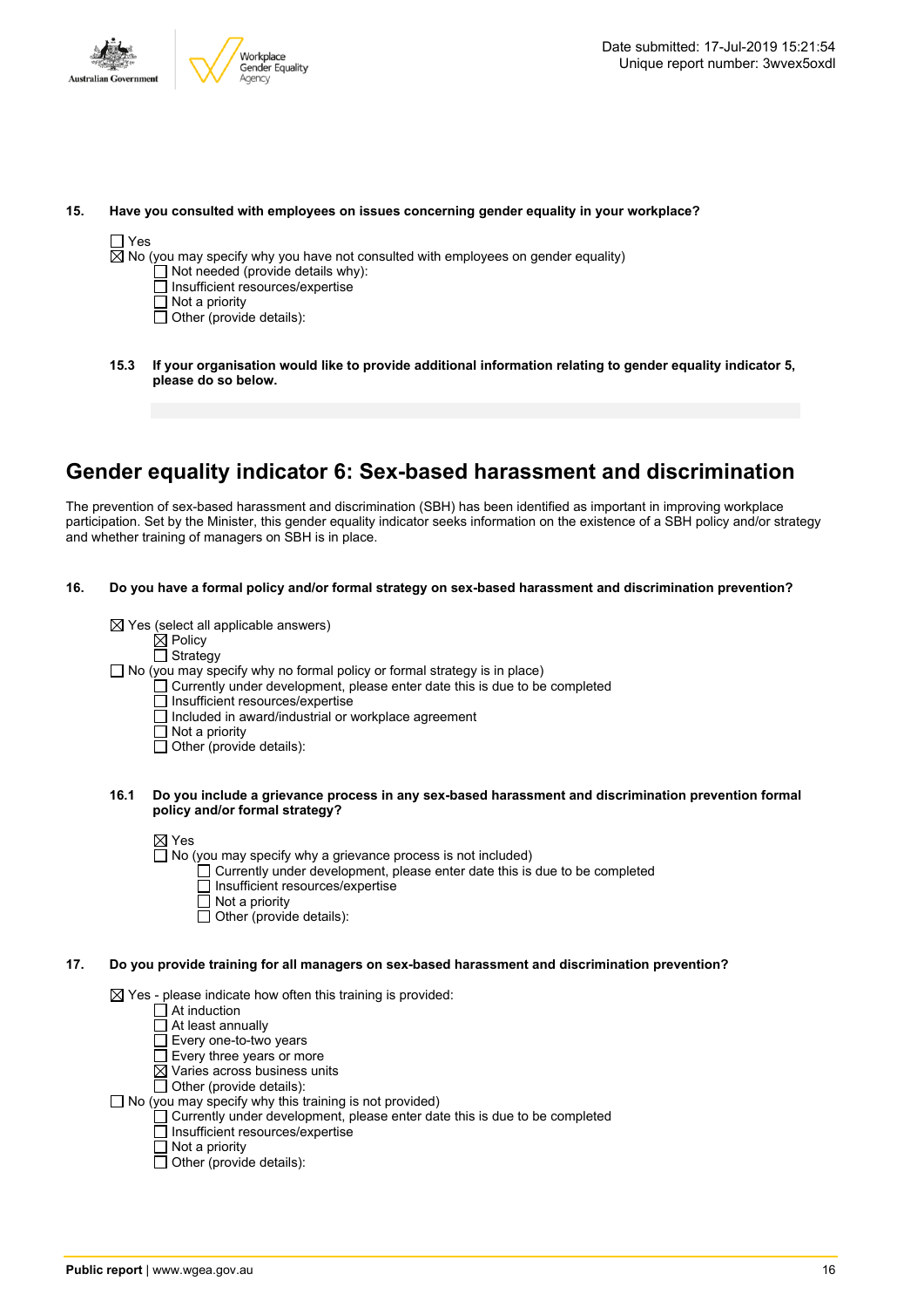**15. Have you consulted with employees on issues concerning gender equality in your workplace?**

- ☐ Yes
- ☒ No (you may specify why you have not consulted with employees on gender equality)
  - ☐ Not needed (provide details why):
  - ☐ Insufficient resources/expertise
  - ☐ Not a priority
  - ☐ Other (provide details):

**15.3 If your organisation would like to provide additional information relating to gender equality indicator 5, please do so below.**

# Gender equality indicator 6: Sex-based harassment and discrimination

The prevention of sex-based harassment and discrimination (SBH) has been identified as important in improving workplace participation. Set by the Minister, this gender equality indicator seeks information on the existence of a SBH policy and/or strategy and whether training of managers on SBH is in place.

**16. Do you have a formal policy and/or formal strategy on sex-based harassment and discrimination prevention?**

- ☒ Yes (select all applicable answers)
  - ☒ Policy
  - ☐ Strategy
- ☐ No (you may specify why no formal policy or formal strategy is in place)
  - ☐ Currently under development, please enter date this is due to be completed
  - ☐ Insufficient resources/expertise
  - ☐ Included in award/industrial or workplace agreement
  - ☐ Not a priority
  - ☐ Other (provide details):

**16.1 Do you include a grievance process in any sex-based harassment and discrimination prevention formal policy and/or formal strategy?**

- ☒ Yes
- ☐ No (you may specify why a grievance process is not included)
  - ☐ Currently under development, please enter date this is due to be completed
  - ☐ Insufficient resources/expertise
  - ☐ Not a priority
  - ☐ Other (provide details):

**17. Do you provide training for all managers on sex-based harassment and discrimination prevention?**

- ☒ Yes - please indicate how often this training is provided:
  - ☐ At induction
  - ☐ At least annually
  - ☐ Every one-to-two years
  - ☐ Every three years or more
  - ☒ Varies across business units
  - ☐ Other (provide details):
- ☐ No (you may specify why this training is not provided)
  - ☐ Currently under development, please enter date this is due to be completed
  - ☐ Insufficient resources/expertise
  - ☐ Not a priority
  - ☐ Other (provide details):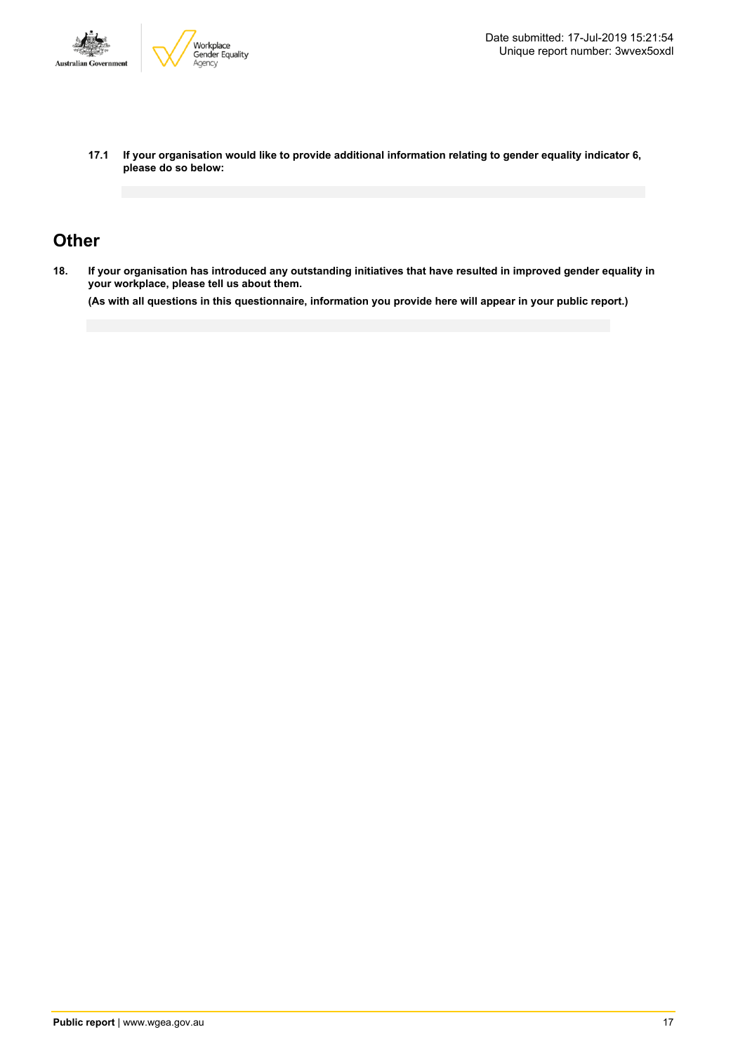**17.1 If your organisation would like to provide additional information relating to gender equality indicator 6, please do so below:**

## Other

**18. If your organisation has introduced any outstanding initiatives that have resulted in improved gender equality in your workplace, please tell us about them.**

**(As with all questions in this questionnaire, information you provide here will appear in your public report.)**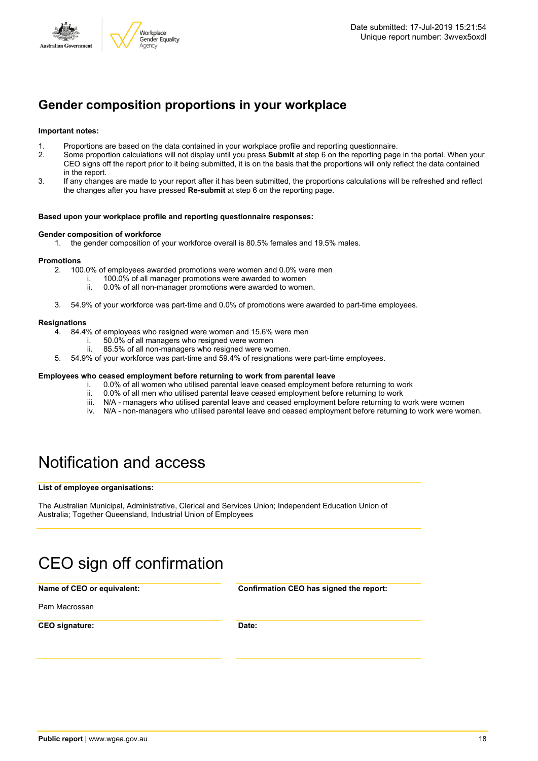## Gender composition proportions in your workplace

**Important notes:**

1. Proportions are based on the data contained in your workplace profile and reporting questionnaire.
2. Some proportion calculations will not display until you press **Submit** at step 6 on the reporting page in the portal. When your CEO signs off the report prior to it being submitted, it is on the basis that the proportions will only reflect the data contained in the report.
3. If any changes are made to your report after it has been submitted, the proportions calculations will be refreshed and reflect the changes after you have pressed **Re-submit** at step 6 on the reporting page.

**Based upon your workplace profile and reporting questionnaire responses:**

**Gender composition of workforce**

1. the gender composition of your workforce overall is 80.5% females and 19.5% males.

**Promotions**

2. 100.0% of employees awarded promotions were women and 0.0% were men
   i. 100.0% of all manager promotions were awarded to women
   ii. 0.0% of all non-manager promotions were awarded to women.

3. 54.9% of your workforce was part-time and 0.0% of promotions were awarded to part-time employees.

**Resignations**

4. 84.4% of employees who resigned were women and 15.6% were men
   i. 50.0% of all managers who resigned were women
   ii. 85.5% of all non-managers who resigned were women.
5. 54.9% of your workforce was part-time and 59.4% of resignations were part-time employees.

**Employees who ceased employment before returning to work from parental leave**

i. 0.0% of all women who utilised parental leave ceased employment before returning to work
ii. 0.0% of all men who utilised parental leave ceased employment before returning to work
iii. N/A - managers who utilised parental leave and ceased employment before returning to work were women
iv. N/A - non-managers who utilised parental leave and ceased employment before returning to work were women.

# Notification and access

**List of employee organisations:**

The Australian Municipal, Administrative, Clerical and Services Union; Independent Education Union of Australia; Together Queensland, Industrial Union of Employees

# CEO sign off confirmation

**Name of CEO or equivalent:**

Pam Macrossan

**Confirmation CEO has signed the report:**

**CEO signature:**

**Date:**